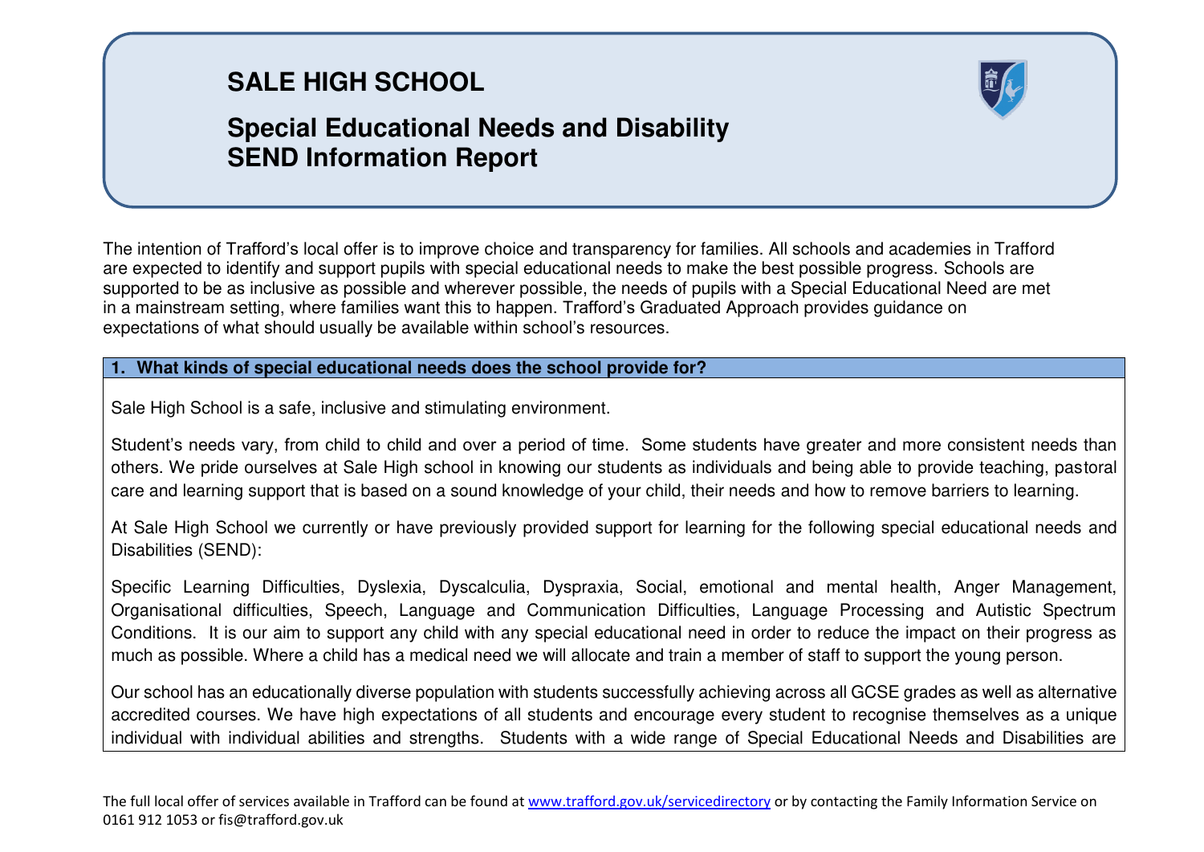# SALE HIGH SCHOOL

## Special Educational Needs and Disability SEND Information Report

The intention of Trafford's local offer is to improve choice and transparency for families. All schools and academies in Trafford are expected to identify and support pupils with special educational needs to make the best possible progress. Schools are supported to be as inclusive as possible and wherever possible, the needs of pupils with a Special Educational Need are met in a mainstream setting, where families want this to happen. Trafford's Graduated Approach provides guidance on expectations of what should usually be available within school's resources.

### 1. What kinds of special educational needs does the school provide for?

Sale High School is a safe, inclusive and stimulating environment.

Student's needs vary, from child to child and over a period of time. Some students have greater and more consistent needs than others. We pride ourselves at Sale High school in knowing our students as individuals and being able to provide teaching, pastoral care and learning support that is based on a sound knowledge of your child, their needs and how to remove barriers to learning.

At Sale High School we currently or have previously provided support for learning for the following special educational needs and Disabilities (SEND):

Specific Learning Difficulties, Dyslexia, Dyscalculia, Dyspraxia, Social, emotional and mental health, Anger Management, Organisational difficulties, Speech, Language and Communication Difficulties, Language Processing and Autistic Spectrum Conditions. It is our aim to support any child with any special educational need in order to reduce the impact on their progress as much as possible. Where a child has a medical need we will allocate and train a member of staff to support the young person.

Our school has an educationally diverse population with students successfully achieving across all GCSE grades as well as alternative accredited courses. We have high expectations of all students and encourage every student to recognise themselves as a unique individual with individual abilities and strengths. Students with a wide range of Special Educational Needs and Disabilities are

The full local offer of services available in Trafford can be found at www.trafford.gov.uk/servicedirectory or by contacting the Family Information Service on 0161 912 1053 or fis@trafford.gov.uk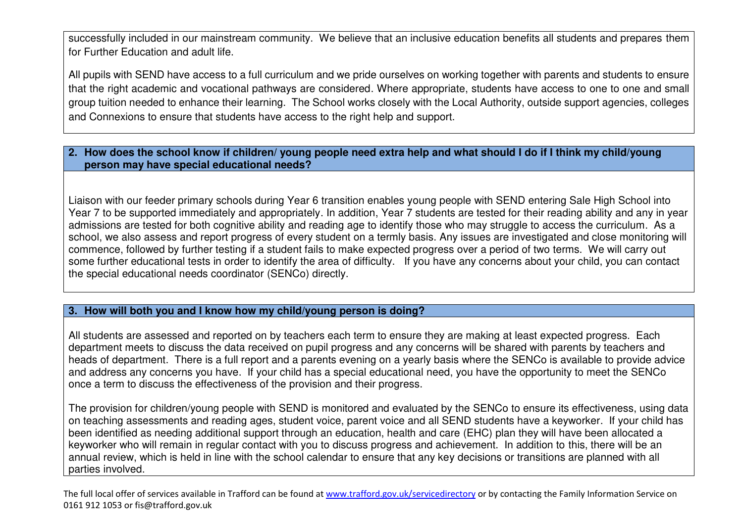successfully included in our mainstream community. We believe that an inclusive education benefits all students and prepares them for Further Education and adult life.

All pupils with SEND have access to a full curriculum and we pride ourselves on working together with parents and students to ensure that the right academic and vocational pathways are considered. Where appropriate, students have access to one to one and small group tuition needed to enhance their learning. The School works closely with the Local Authority, outside support agencies, colleges and Connexions to ensure that students have access to the right help and support.

## 2. How does the school know if children/ young people need extra help and what should I do if I think my child/young person may have special educational needs?

Liaison with our feeder primary schools during Year 6 transition enables young people with SEND entering Sale High School into Year 7 to be supported immediately and appropriately. In addition, Year 7 students are tested for their reading ability and any in year admissions are tested for both cognitive ability and reading age to identify those who may struggle to access the curriculum. As a school, we also assess and report progress of every student on a termly basis. Any issues are investigated and close monitoring will commence, followed by further testing if a student fails to make expected progress over a period of two terms. We will carry out some further educational tests in order to identify the area of difficulty. If you have any concerns about your child, you can contact the special educational needs coordinator (SENCo) directly.

## 3. How will both you and I know how my child/young person is doing?

All students are assessed and reported on by teachers each term to ensure they are making at least expected progress. Each department meets to discuss the data received on pupil progress and any concerns will be shared with parents by teachers and heads of department. There is a full report and a parents evening on a yearly basis where the SENCo is available to provide advice and address any concerns you have. If your child has a special educational need, you have the opportunity to meet the SENCo once a term to discuss the effectiveness of the provision and their progress.

The provision for children/young people with SEND is monitored and evaluated by the SENCo to ensure its effectiveness, using data on teaching assessments and reading ages, student voice, parent voice and all SEND students have a keyworker. If your child has been identified as needing additional support through an education, health and care (EHC) plan they will have been allocated a keyworker who will remain in regular contact with you to discuss progress and achievement. In addition to this, there will be an annual review, which is held in line with the school calendar to ensure that any key decisions or transitions are planned with all parties involved.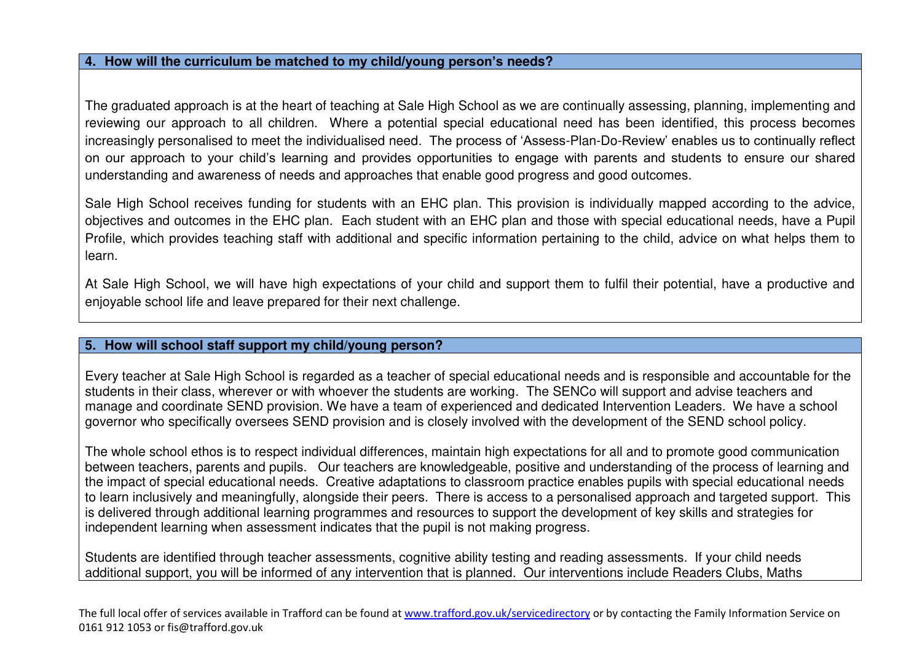## 4. How will the curriculum be matched to my child/young person's needs?

The graduated approach is at the heart of teaching at Sale High School as we are continually assessing, planning, implementing and reviewing our approach to all children. Where a potential special educational need has been identified, this process becomes increasingly personalised to meet the individualised need. The process of 'Assess-Plan-Do-Review' enables us to continually reflect on our approach to your child's learning and provides opportunities to engage with parents and students to ensure our shared understanding and awareness of needs and approaches that enable good progress and good outcomes.

Sale High School receives funding for students with an EHC plan. This provision is individually mapped according to the advice, objectives and outcomes in the EHC plan. Each student with an EHC plan and those with special educational needs, have a Pupil Profile, which provides teaching staff with additional and specific information pertaining to the child, advice on what helps them to learn.

At Sale High School, we will have high expectations of your child and support them to fulfil their potential, have a productive and enjoyable school life and leave prepared for their next challenge.

## 5. How will school staff support my child/young person?

Every teacher at Sale High School is regarded as a teacher of special educational needs and is responsible and accountable for the students in their class, wherever or with whoever the students are working. The SENCo will support and advise teachers and manage and coordinate SEND provision. We have a team of experienced and dedicated Intervention Leaders. We have a school governor who specifically oversees SEND provision and is closely involved with the development of the SEND school policy.

The whole school ethos is to respect individual differences, maintain high expectations for all and to promote good communication between teachers, parents and pupils. Our teachers are knowledgeable, positive and understanding of the process of learning and the impact of special educational needs. Creative adaptations to classroom practice enables pupils with special educational needs to learn inclusively and meaningfully, alongside their peers. There is access to a personalised approach and targeted support. This is delivered through additional learning programmes and resources to support the development of key skills and strategies for independent learning when assessment indicates that the pupil is not making progress.

Students are identified through teacher assessments, cognitive ability testing and reading assessments. If your child needs additional support, you will be informed of any intervention that is planned. Our interventions include Readers Clubs, Maths

The full local offer of services available in Trafford can be found at [www.trafford.gov.uk/servicedirectory](http://www.trafford.gov.uk/servicedirectory) or by contacting the Family Information Service on 0161 912 1053 or fis@trafford.gov.uk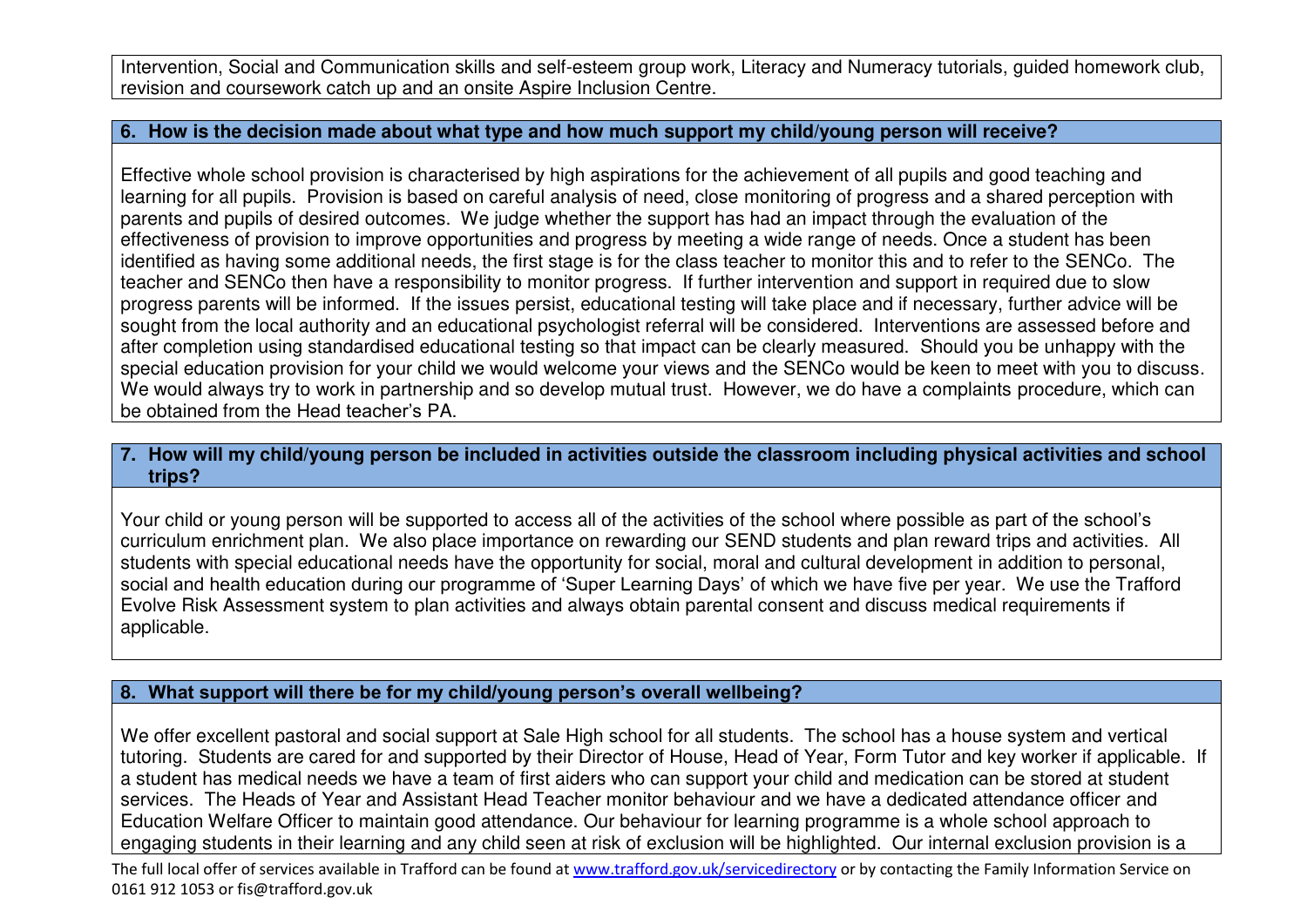Intervention, Social and Communication skills and self-esteem group work, Literacy and Numeracy tutorials, guided homework club, revision and coursework catch up and an onsite Aspire Inclusion Centre.

## 6. How is the decision made about what type and how much support my child/young person will receive?

Effective whole school provision is characterised by high aspirations for the achievement of all pupils and good teaching and learning for all pupils. Provision is based on careful analysis of need, close monitoring of progress and a shared perception with parents and pupils of desired outcomes. We judge whether the support has had an impact through the evaluation of the effectiveness of provision to improve opportunities and progress by meeting a wide range of needs. Once a student has been identified as having some additional needs, the first stage is for the class teacher to monitor this and to refer to the SENCo. The teacher and SENCo then have a responsibility to monitor progress. If further intervention and support in required due to slow progress parents will be informed. If the issues persist, educational testing will take place and if necessary, further advice will be sought from the local authority and an educational psychologist referral will be considered. Interventions are assessed before and after completion using standardised educational testing so that impact can be clearly measured. Should you be unhappy with the special education provision for your child we would welcome your views and the SENCo would be keen to meet with you to discuss. We would always try to work in partnership and so develop mutual trust. However, we do have a complaints procedure, which can be obtained from the Head teacher's PA.

## 7. How will my child/young person be included in activities outside the classroom including physical activities and school trips?

Your child or young person will be supported to access all of the activities of the school where possible as part of the school's curriculum enrichment plan. We also place importance on rewarding our SEND students and plan reward trips and activities. All students with special educational needs have the opportunity for social, moral and cultural development in addition to personal, social and health education during our programme of 'Super Learning Days' of which we have five per year. We use the Trafford Evolve Risk Assessment system to plan activities and always obtain parental consent and discuss medical requirements if applicable.

## 8. What support will there be for my child/young person's overall wellbeing?

We offer excellent pastoral and social support at Sale High school for all students. The school has a house system and vertical tutoring. Students are cared for and supported by their Director of House, Head of Year, Form Tutor and key worker if applicable. If a student has medical needs we have a team of first aiders who can support your child and medication can be stored at student services. The Heads of Year and Assistant Head Teacher monitor behaviour and we have a dedicated attendance officer and Education Welfare Officer to maintain good attendance. Our behaviour for learning programme is a whole school approach to engaging students in their learning and any child seen at risk of exclusion will be highlighted. Our internal exclusion provision is a

The full local offer of services available in Trafford can be found at www.trafford.gov.uk/servicedirectory or by contacting the Family Information Service on 0161 912 1053 or fis@trafford.gov.uk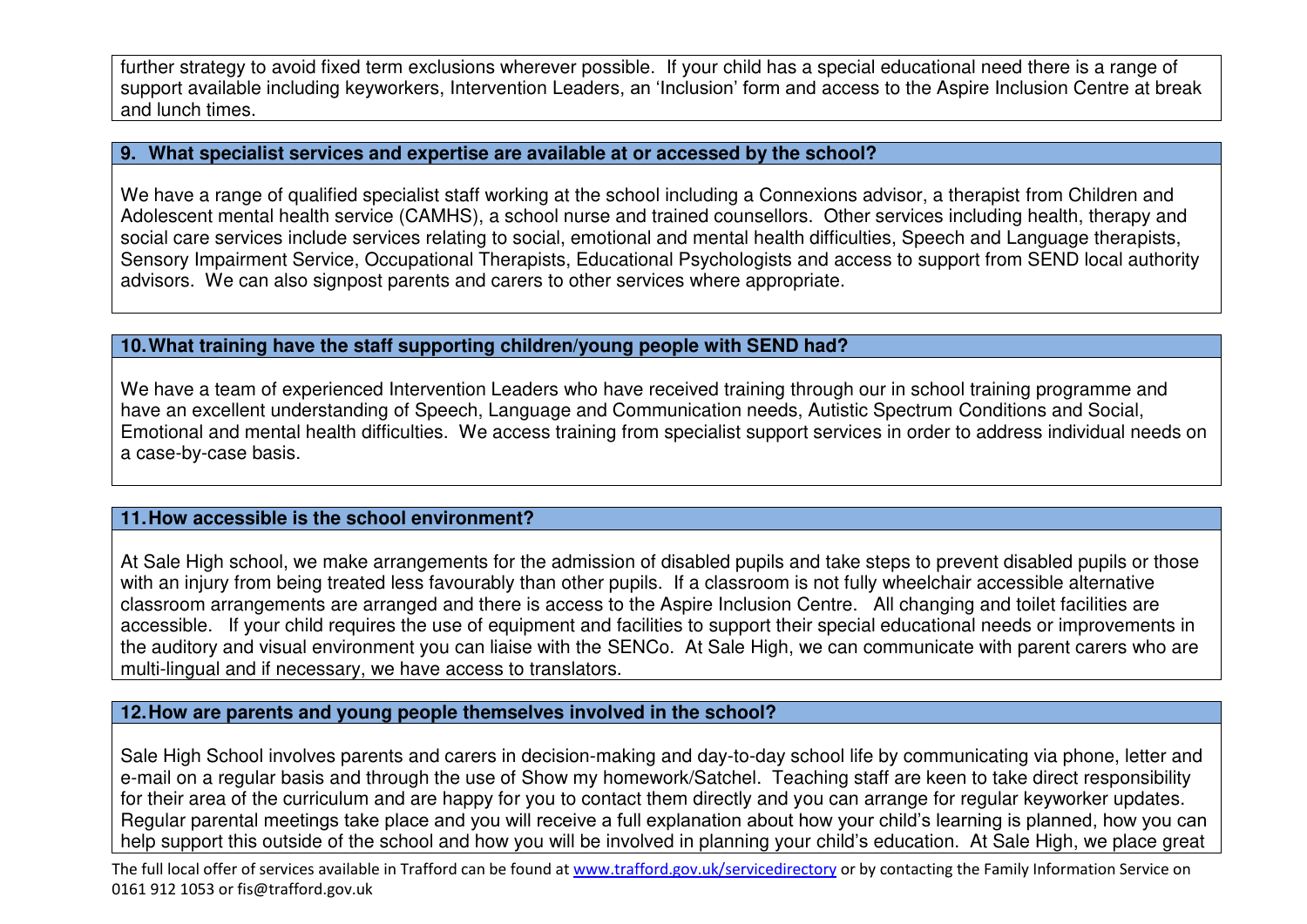further strategy to avoid fixed term exclusions wherever possible. If your child has a special educational need there is a range of support available including keyworkers, Intervention Leaders, an 'Inclusion' form and access to the Aspire Inclusion Centre at break and lunch times.

**9. What specialist services and expertise are available at or accessed by the school?**

We have a range of qualified specialist staff working at the school including a Connexions advisor, a therapist from Children and Adolescent mental health service (CAMHS), a school nurse and trained counsellors. Other services including health, therapy and social care services include services relating to social, emotional and mental health difficulties, Speech and Language therapists, Sensory Impairment Service, Occupational Therapists, Educational Psychologists and access to support from SEND local authority advisors. We can also signpost parents and carers to other services where appropriate.

**10. What training have the staff supporting children/young people with SEND had?**

We have a team of experienced Intervention Leaders who have received training through our in school training programme and have an excellent understanding of Speech, Language and Communication needs, Autistic Spectrum Conditions and Social, Emotional and mental health difficulties. We access training from specialist support services in order to address individual needs on a case-by-case basis.

**11. How accessible is the school environment?**

At Sale High school, we make arrangements for the admission of disabled pupils and take steps to prevent disabled pupils or those with an injury from being treated less favourably than other pupils. If a classroom is not fully wheelchair accessible alternative classroom arrangements are arranged and there is access to the Aspire Inclusion Centre. All changing and toilet facilities are accessible. If your child requires the use of equipment and facilities to support their special educational needs or improvements in the auditory and visual environment you can liaise with the SENCo. At Sale High, we can communicate with parent carers who are multi-lingual and if necessary, we have access to translators.

**12. How are parents and young people themselves involved in the school?**

Sale High School involves parents and carers in decision-making and day-to-day school life by communicating via phone, letter and e-mail on a regular basis and through the use of Show my homework/Satchel. Teaching staff are keen to take direct responsibility for their area of the curriculum and are happy for you to contact them directly and you can arrange for regular keyworker updates. Regular parental meetings take place and you will receive a full explanation about how your child's learning is planned, how you can help support this outside of the school and how you will be involved in planning your child's education. At Sale High, we place great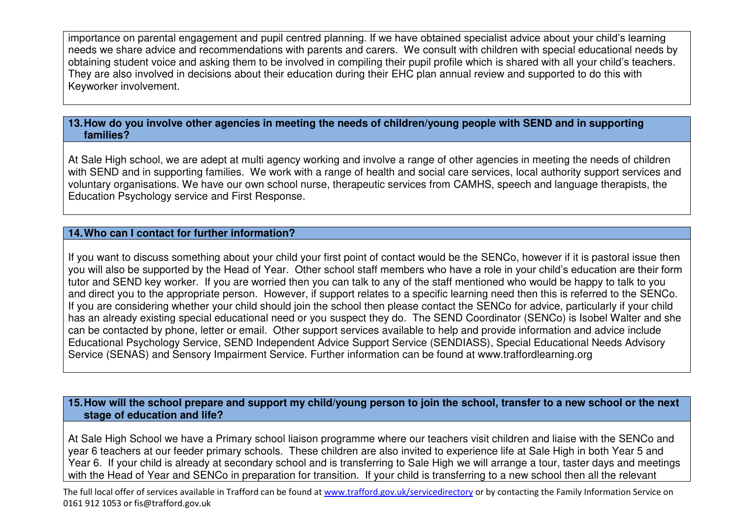importance on parental engagement and pupil centred planning. If we have obtained specialist advice about your child's learning needs we share advice and recommendations with parents and carers. We consult with children with special educational needs by obtaining student voice and asking them to be involved in compiling their pupil profile which is shared with all your child's teachers. They are also involved in decisions about their education during their EHC plan annual review and supported to do this with Keyworker involvement.

### 13. How do you involve other agencies in meeting the needs of children/young people with SEND and in supporting families?

At Sale High school, we are adept at multi agency working and involve a range of other agencies in meeting the needs of children with SEND and in supporting families. We work with a range of health and social care services, local authority support services and voluntary organisations. We have our own school nurse, therapeutic services from CAMHS, speech and language therapists, the Education Psychology service and First Response.

### 14. Who can I contact for further information?

If you want to discuss something about your child your first point of contact would be the SENCo, however if it is pastoral issue then you will also be supported by the Head of Year. Other school staff members who have a role in your child's education are their form tutor and SEND key worker. If you are worried then you can talk to any of the staff mentioned who would be happy to talk to you and direct you to the appropriate person. However, if support relates to a specific learning need then this is referred to the SENCo. If you are considering whether your child should join the school then please contact the SENCo for advice, particularly if your child has an already existing special educational need or you suspect they do. The SEND Coordinator (SENCo) is Isobel Walter and she can be contacted by phone, letter or email. Other support services available to help and provide information and advice include Educational Psychology Service, SEND Independent Advice Support Service (SENDIASS), Special Educational Needs Advisory Service (SENAS) and Sensory Impairment Service. Further information can be found at www.traffordlearning.org

### 15. How will the school prepare and support my child/young person to join the school, transfer to a new school or the next stage of education and life?

At Sale High School we have a Primary school liaison programme where our teachers visit children and liaise with the SENCo and year 6 teachers at our feeder primary schools. These children are also invited to experience life at Sale High in both Year 5 and Year 6. If your child is already at secondary school and is transferring to Sale High we will arrange a tour, taster days and meetings with the Head of Year and SENCo in preparation for transition. If your child is transferring to a new school then all the relevant

The full local offer of services available in Trafford can be found at www.trafford.gov.uk/servicedirectory or by contacting the Family Information Service on 0161 912 1053 or fis@trafford.gov.uk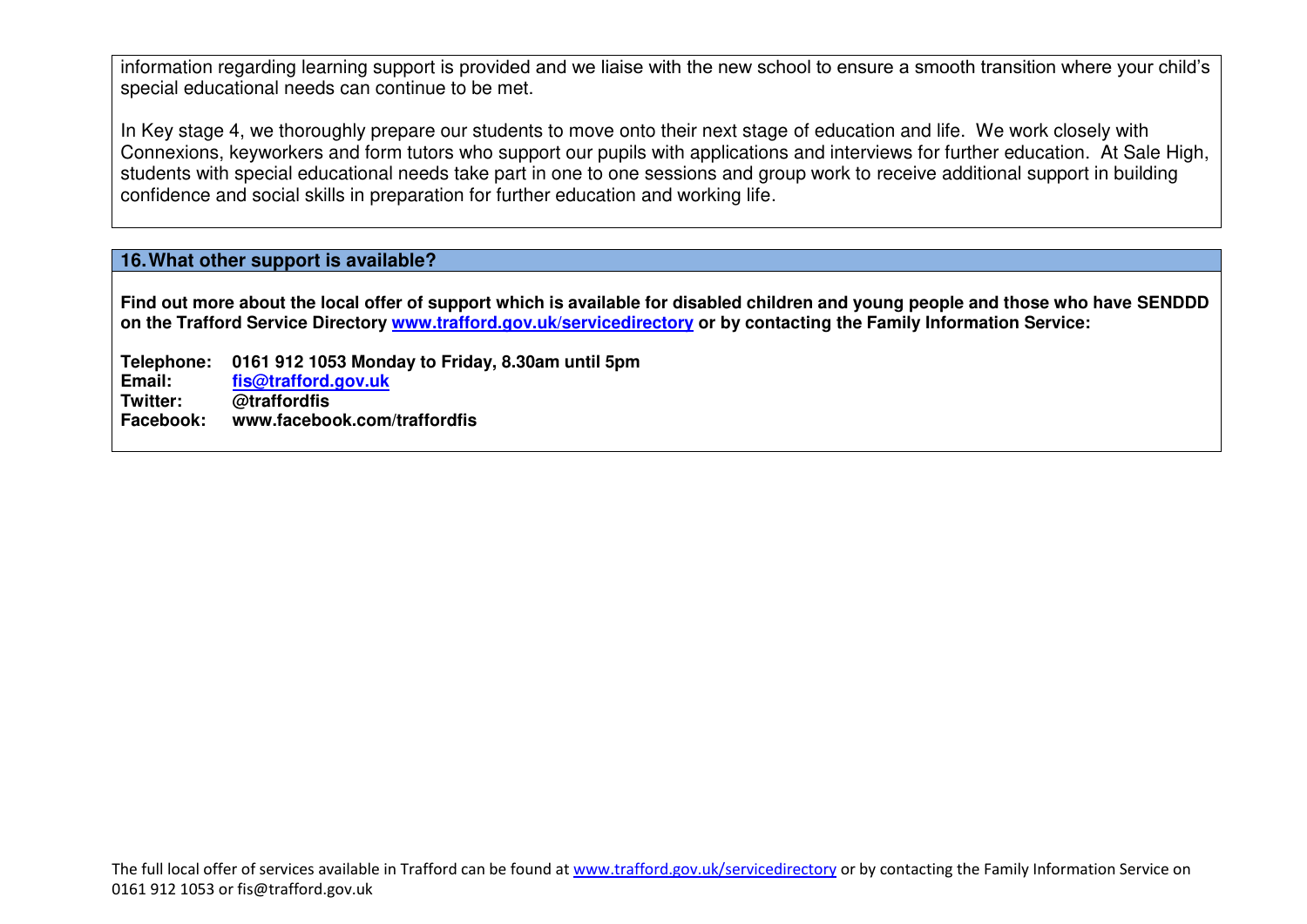information regarding learning support is provided and we liaise with the new school to ensure a smooth transition where your child's special educational needs can continue to be met.

In Key stage 4, we thoroughly prepare our students to move onto their next stage of education and life. We work closely with Connexions, keyworkers and form tutors who support our pupils with applications and interviews for further education. At Sale High, students with special educational needs take part in one to one sessions and group work to receive additional support in building confidence and social skills in preparation for further education and working life.

## 16. What other support is available?

**Find out more about the local offer of support which is available for disabled children and young people and those who have SENDDD on the Trafford Service Directory www.trafford.gov.uk/servicedirectory or by contacting the Family Information Service:**

**Telephone:** **0161 912 1053 Monday to Friday, 8.30am until 5pm**
**Email:** **fis@trafford.gov.uk**
**Twitter:** **@traffordfis**
**Facebook:** **www.facebook.com/traffordfis**

The full local offer of services available in Trafford can be found at www.trafford.gov.uk/servicedirectory or by contacting the Family Information Service on 0161 912 1053 or fis@trafford.gov.uk